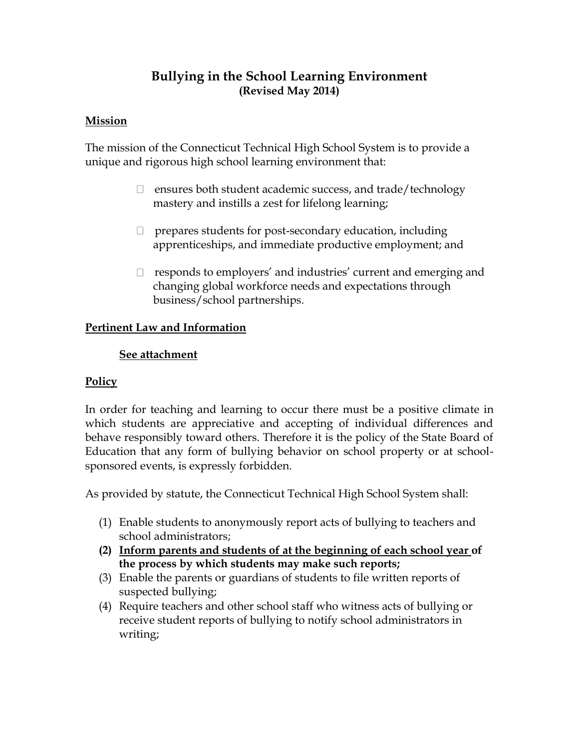# Bullying in the School Learning Environment
**(Revised May 2014)**

## Mission

The mission of the Connecticut Technical High School System is to provide a unique and rigorous high school learning environment that:

- ensures both student academic success, and trade/technology mastery and instills a zest for lifelong learning;
- prepares students for post-secondary education, including apprenticeships, and immediate productive employment; and
- responds to employers' and industries' current and emerging and changing global workforce needs and expectations through business/school partnerships.

## Pertinent Law and Information

**See attachment**

## Policy

In order for teaching and learning to occur there must be a positive climate in which students are appreciative and accepting of individual differences and behave responsibly toward others. Therefore it is the policy of the State Board of Education that any form of bullying behavior on school property or at school-sponsored events, is expressly forbidden.

As provided by statute, the Connecticut Technical High School System shall:

(1) Enable students to anonymously report acts of bullying to teachers and school administrators;
**(2) <u>Inform parents and students of at the beginning of each school year</u> of the process by which students may make such reports;**
(3) Enable the parents or guardians of students to file written reports of suspected bullying;
(4) Require teachers and other school staff who witness acts of bullying or receive student reports of bullying to notify school administrators in writing;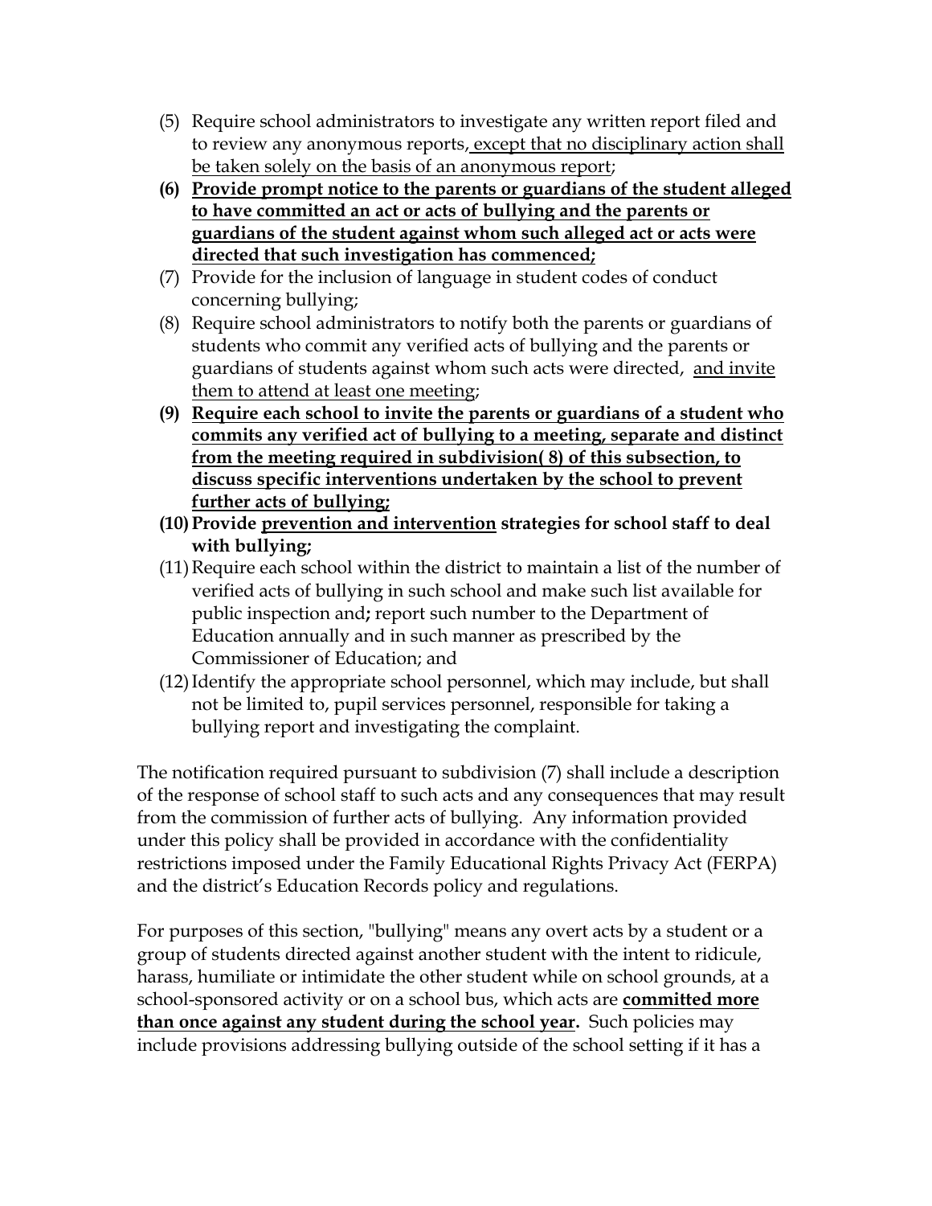(5) Require school administrators to investigate any written report filed and to review any anonymous reports, <u>except that no disciplinary action shall be taken solely on the basis of an anonymous report</u>;

**(6) <u>Provide prompt notice to the parents or guardians of the student alleged to have committed an act or acts of bullying and the parents or guardians of the student against whom such alleged act or acts were directed that such investigation has commenced;</u>**

(7) Provide for the inclusion of language in student codes of conduct concerning bullying;

(8) Require school administrators to notify both the parents or guardians of students who commit any verified acts of bullying and the parents or guardians of students against whom such acts were directed, <u>and invite them to attend at least one meeting</u>;

**(9) <u>Require each school to invite the parents or guardians of a student who commits any verified act of bullying to a meeting, separate and distinct from the meeting required in subdivision( 8) of this subsection, to discuss specific interventions undertaken by the school to prevent further acts of bullying;</u>**

**(10) Provide <u>prevention and intervention</u> strategies for school staff to deal with bullying;**

(11) Require each school within the district to maintain a list of the number of verified acts of bullying in such school and make such list available for public inspection and**;** report such number to the Department of Education annually and in such manner as prescribed by the Commissioner of Education; and

(12) Identify the appropriate school personnel, which may include, but shall not be limited to, pupil services personnel, responsible for taking a bullying report and investigating the complaint.

The notification required pursuant to subdivision (7) shall include a description of the response of school staff to such acts and any consequences that may result from the commission of further acts of bullying. Any information provided under this policy shall be provided in accordance with the confidentiality restrictions imposed under the Family Educational Rights Privacy Act (FERPA) and the district's Education Records policy and regulations.

For purposes of this section, "bullying" means any overt acts by a student or a group of students directed against another student with the intent to ridicule, harass, humiliate or intimidate the other student while on school grounds, at a school-sponsored activity or on a school bus, which acts are **<u>committed more than once against any student during the school year</u>.** Such policies may include provisions addressing bullying outside of the school setting if it has a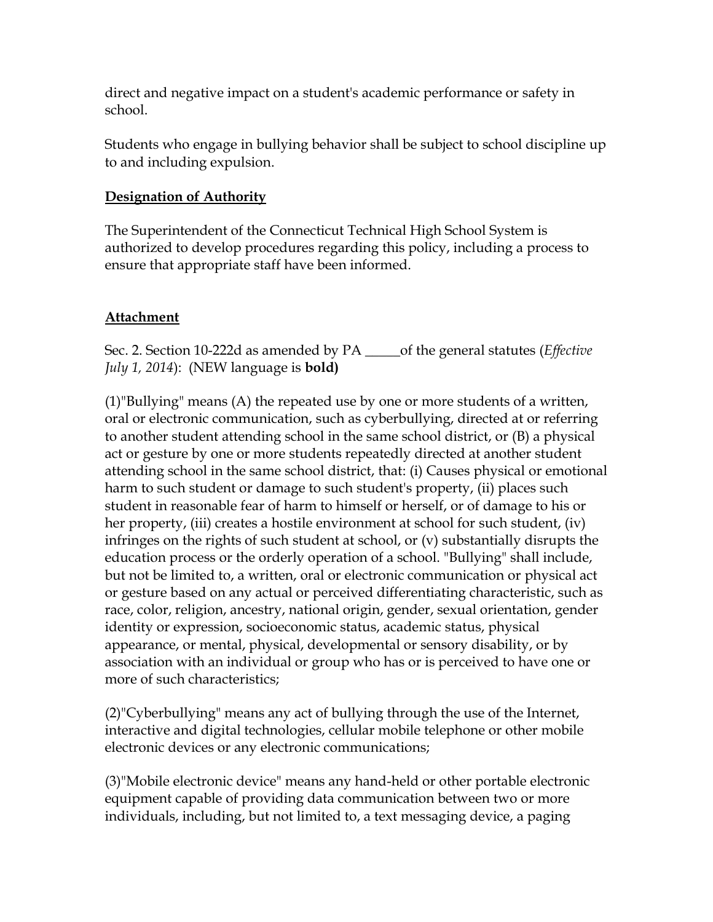direct and negative impact on a student's academic performance or safety in school.

Students who engage in bullying behavior shall be subject to school discipline up to and including expulsion.

**Designation of Authority**

The Superintendent of the Connecticut Technical High School System is authorized to develop procedures regarding this policy, including a process to ensure that appropriate staff have been informed.

**Attachment**

Sec. 2. Section 10-222d as amended by PA _____of the general statutes (*Effective July 1, 2014*): (NEW language is **bold)**

(1)"Bullying" means (A) the repeated use by one or more students of a written, oral or electronic communication, such as cyberbullying, directed at or referring to another student attending school in the same school district, or (B) a physical act or gesture by one or more students repeatedly directed at another student attending school in the same school district, that: (i) Causes physical or emotional harm to such student or damage to such student's property, (ii) places such student in reasonable fear of harm to himself or herself, or of damage to his or her property, (iii) creates a hostile environment at school for such student, (iv) infringes on the rights of such student at school, or (v) substantially disrupts the education process or the orderly operation of a school. "Bullying" shall include, but not be limited to, a written, oral or electronic communication or physical act or gesture based on any actual or perceived differentiating characteristic, such as race, color, religion, ancestry, national origin, gender, sexual orientation, gender identity or expression, socioeconomic status, academic status, physical appearance, or mental, physical, developmental or sensory disability, or by association with an individual or group who has or is perceived to have one or more of such characteristics;

(2)"Cyberbullying" means any act of bullying through the use of the Internet, interactive and digital technologies, cellular mobile telephone or other mobile electronic devices or any electronic communications;

(3)"Mobile electronic device" means any hand-held or other portable electronic equipment capable of providing data communication between two or more individuals, including, but not limited to, a text messaging device, a paging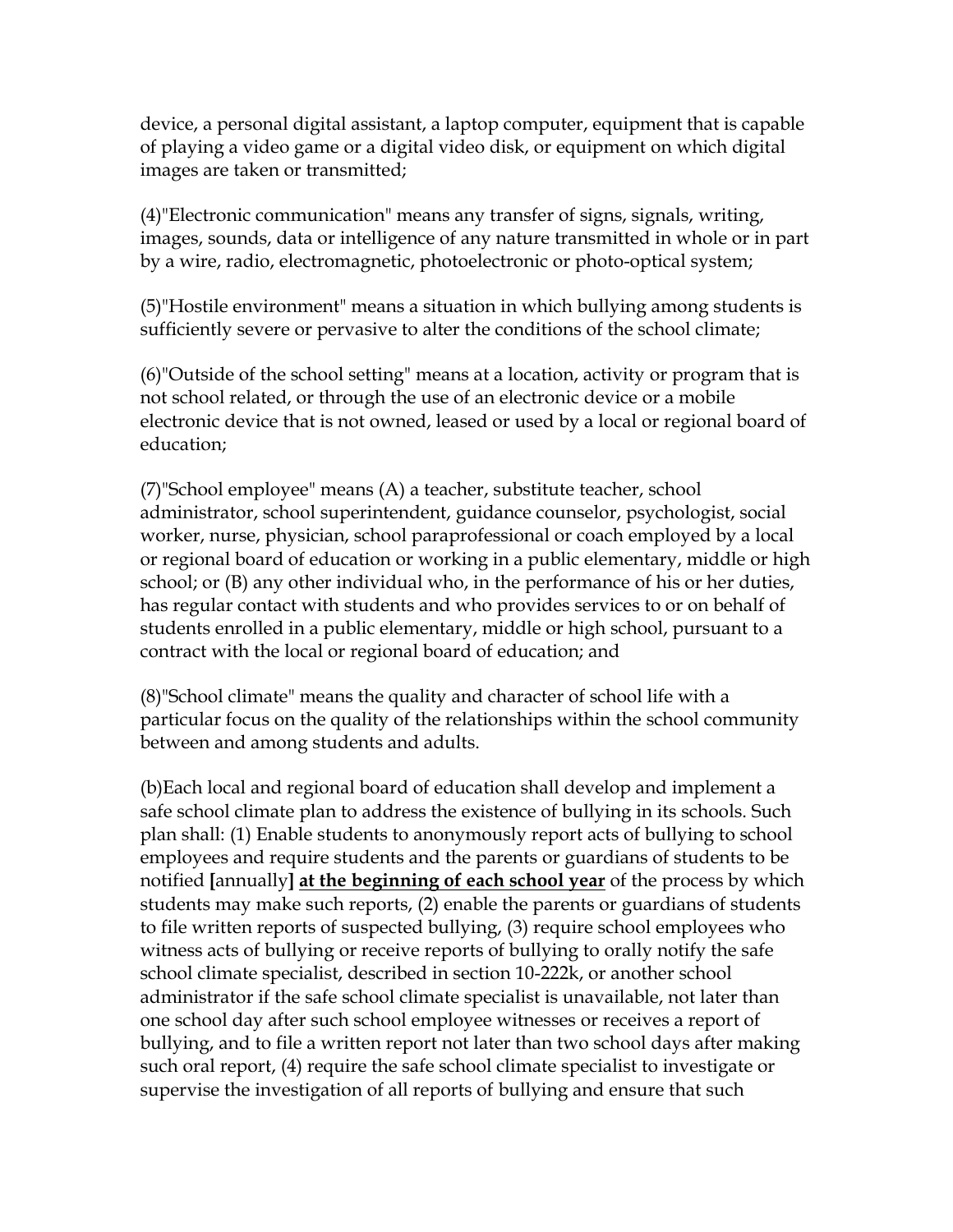device, a personal digital assistant, a laptop computer, equipment that is capable of playing a video game or a digital video disk, or equipment on which digital images are taken or transmitted;

(4)"Electronic communication" means any transfer of signs, signals, writing, images, sounds, data or intelligence of any nature transmitted in whole or in part by a wire, radio, electromagnetic, photoelectronic or photo-optical system;

(5)"Hostile environment" means a situation in which bullying among students is sufficiently severe or pervasive to alter the conditions of the school climate;

(6)"Outside of the school setting" means at a location, activity or program that is not school related, or through the use of an electronic device or a mobile electronic device that is not owned, leased or used by a local or regional board of education;

(7)"School employee" means (A) a teacher, substitute teacher, school administrator, school superintendent, guidance counselor, psychologist, social worker, nurse, physician, school paraprofessional or coach employed by a local or regional board of education or working in a public elementary, middle or high school; or (B) any other individual who, in the performance of his or her duties, has regular contact with students and who provides services to or on behalf of students enrolled in a public elementary, middle or high school, pursuant to a contract with the local or regional board of education; and

(8)"School climate" means the quality and character of school life with a particular focus on the quality of the relationships within the school community between and among students and adults.

(b)Each local and regional board of education shall develop and implement a safe school climate plan to address the existence of bullying in its schools. Such plan shall: (1) Enable students to anonymously report acts of bullying to school employees and require students and the parents or guardians of students to be notified **[**annually**]** **<u>at the beginning of each school year</u>** of the process by which students may make such reports, (2) enable the parents or guardians of students to file written reports of suspected bullying, (3) require school employees who witness acts of bullying or receive reports of bullying to orally notify the safe school climate specialist, described in section 10-222k, or another school administrator if the safe school climate specialist is unavailable, not later than one school day after such school employee witnesses or receives a report of bullying, and to file a written report not later than two school days after making such oral report, (4) require the safe school climate specialist to investigate or supervise the investigation of all reports of bullying and ensure that such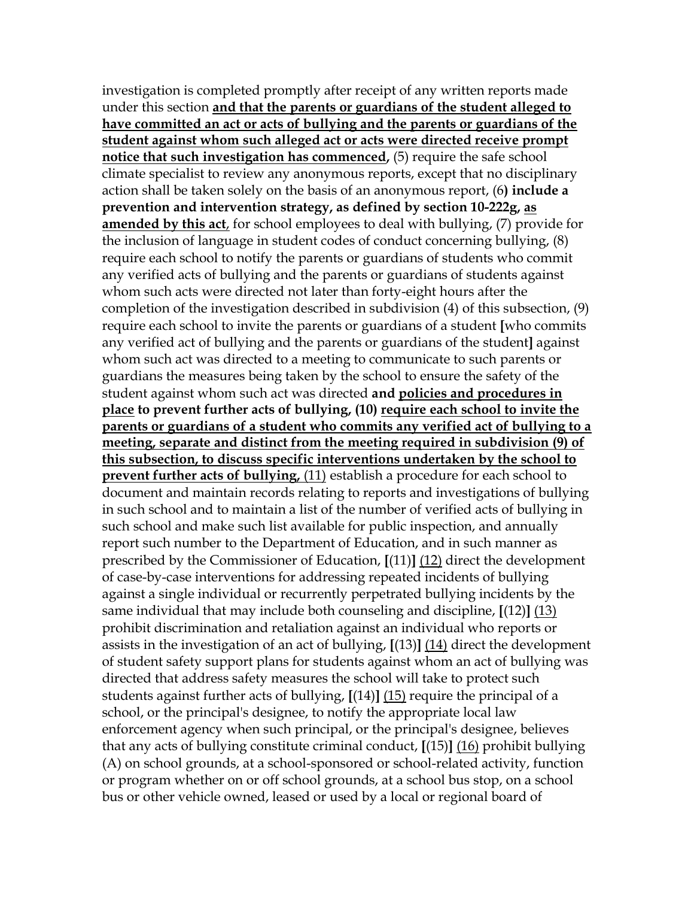investigation is completed promptly after receipt of any written reports made under this section **and that the parents or guardians of the student alleged to have committed an act or acts of bullying and the parents or guardians of the student against whom such alleged act or acts were directed receive prompt notice that such investigation has commenced,** (5) require the safe school climate specialist to review any anonymous reports, except that no disciplinary action shall be taken solely on the basis of an anonymous report, (6**) include a prevention and intervention strategy, as defined by section 10-222g, as amended by this act**, for school employees to deal with bullying, (7) provide for the inclusion of language in student codes of conduct concerning bullying, (8) require each school to notify the parents or guardians of students who commit any verified acts of bullying and the parents or guardians of students against whom such acts were directed not later than forty-eight hours after the completion of the investigation described in subdivision (4) of this subsection, (9) require each school to invite the parents or guardians of a student **[**who commits any verified act of bullying and the parents or guardians of the student**]** against whom such act was directed to a meeting to communicate to such parents or guardians the measures being taken by the school to ensure the safety of the student against whom such act was directed **and policies and procedures in place to prevent further acts of bullying, (10) require each school to invite the parents or guardians of a student who commits any verified act of bullying to a meeting, separate and distinct from the meeting required in subdivision (9) of this subsection, to discuss specific interventions undertaken by the school to prevent further acts of bullying,** (11) establish a procedure for each school to document and maintain records relating to reports and investigations of bullying in such school and to maintain a list of the number of verified acts of bullying in such school and make such list available for public inspection, and annually report such number to the Department of Education, and in such manner as prescribed by the Commissioner of Education, **[**(11)**]** (12) direct the development of case-by-case interventions for addressing repeated incidents of bullying against a single individual or recurrently perpetrated bullying incidents by the same individual that may include both counseling and discipline, **[**(12)**]** (13) prohibit discrimination and retaliation against an individual who reports or assists in the investigation of an act of bullying, **[**(13)**]** (14) direct the development of student safety support plans for students against whom an act of bullying was directed that address safety measures the school will take to protect such students against further acts of bullying, **[**(14)**]** (15) require the principal of a school, or the principal's designee, to notify the appropriate local law enforcement agency when such principal, or the principal's designee, believes that any acts of bullying constitute criminal conduct, **[**(15)**]** (16) prohibit bullying (A) on school grounds, at a school-sponsored or school-related activity, function or program whether on or off school grounds, at a school bus stop, on a school bus or other vehicle owned, leased or used by a local or regional board of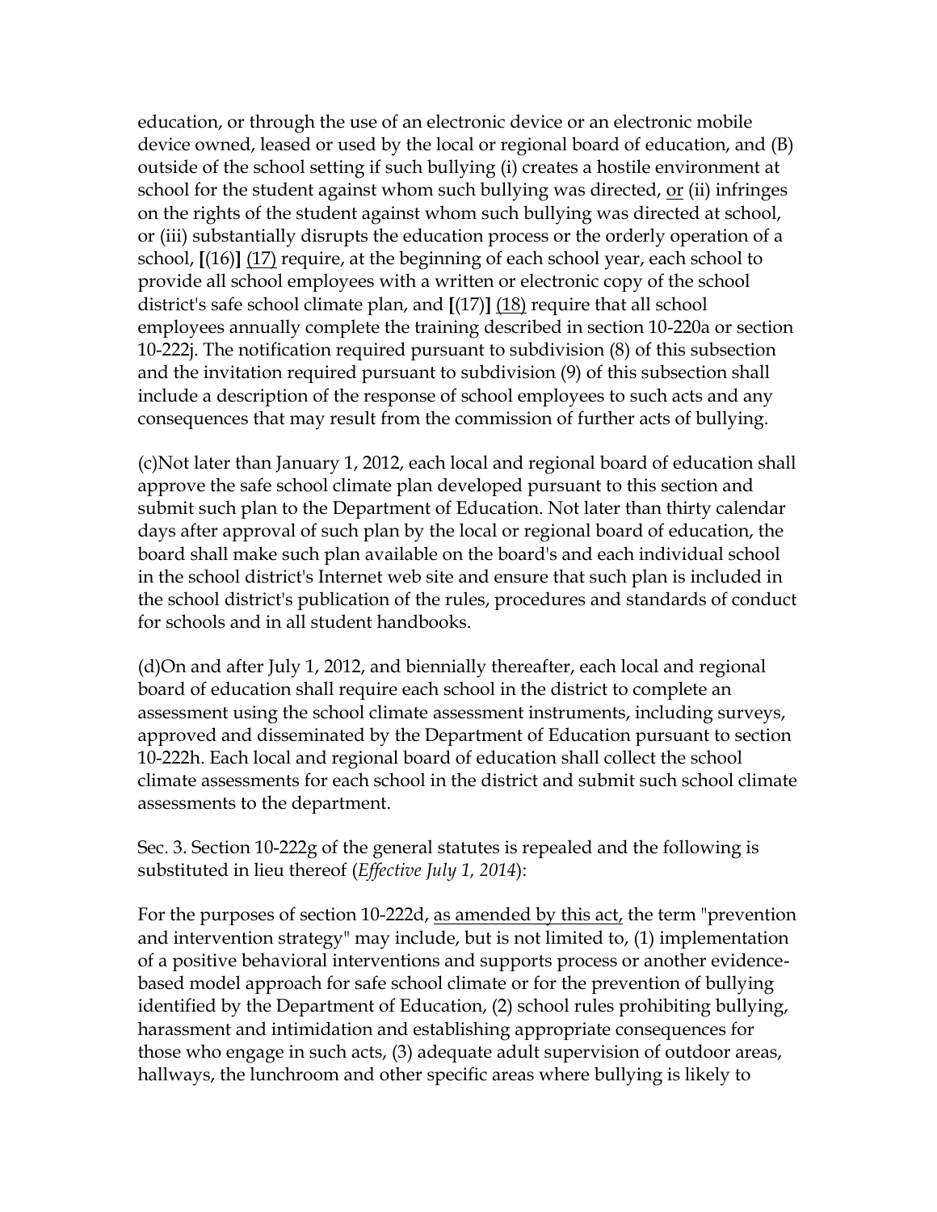education, or through the use of an electronic device or an electronic mobile device owned, leased or used by the local or regional board of education, and (B) outside of the school setting if such bullying (i) creates a hostile environment at school for the student against whom such bullying was directed, <u>or</u> (ii) infringes on the rights of the student against whom such bullying was directed at school, or (iii) substantially disrupts the education process or the orderly operation of a school, **[**(16)**]** <u>(17)</u> require, at the beginning of each school year, each school to provide all school employees with a written or electronic copy of the school district's safe school climate plan, and **[**(17)**]** <u>(18)</u> require that all school employees annually complete the training described in section 10-220a or section 10-222j. The notification required pursuant to subdivision (8) of this subsection and the invitation required pursuant to subdivision (9) of this subsection shall include a description of the response of school employees to such acts and any consequences that may result from the commission of further acts of bullying.

(c)Not later than January 1, 2012, each local and regional board of education shall approve the safe school climate plan developed pursuant to this section and submit such plan to the Department of Education. Not later than thirty calendar days after approval of such plan by the local or regional board of education, the board shall make such plan available on the board's and each individual school in the school district's Internet web site and ensure that such plan is included in the school district's publication of the rules, procedures and standards of conduct for schools and in all student handbooks.

(d)On and after July 1, 2012, and biennially thereafter, each local and regional board of education shall require each school in the district to complete an assessment using the school climate assessment instruments, including surveys, approved and disseminated by the Department of Education pursuant to section 10-222h. Each local and regional board of education shall collect the school climate assessments for each school in the district and submit such school climate assessments to the department.

Sec. 3. Section 10-222g of the general statutes is repealed and the following is substituted in lieu thereof (*Effective July 1, 2014*):

For the purposes of section 10-222d, <u>as amended by this act,</u> the term "prevention and intervention strategy" may include, but is not limited to, (1) implementation of a positive behavioral interventions and supports process or another evidence-based model approach for safe school climate or for the prevention of bullying identified by the Department of Education, (2) school rules prohibiting bullying, harassment and intimidation and establishing appropriate consequences for those who engage in such acts, (3) adequate adult supervision of outdoor areas, hallways, the lunchroom and other specific areas where bullying is likely to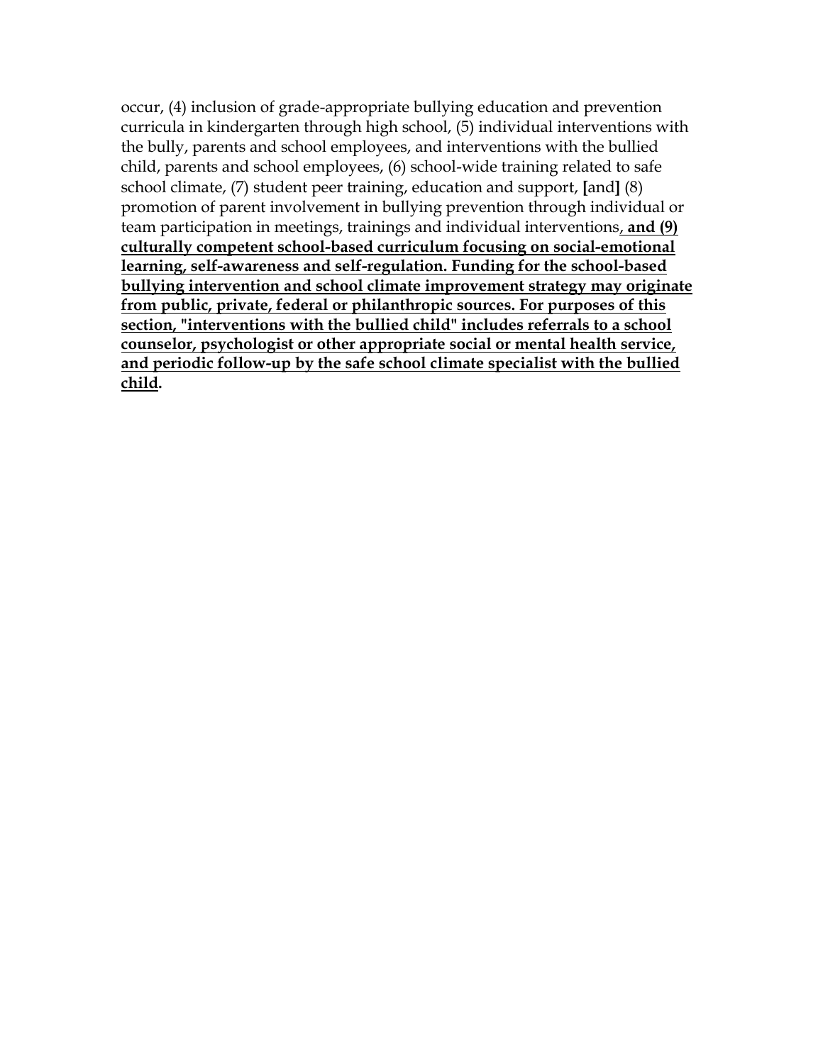occur, (4) inclusion of grade-appropriate bullying education and prevention curricula in kindergarten through high school, (5) individual interventions with the bully, parents and school employees, and interventions with the bullied child, parents and school employees, (6) school-wide training related to safe school climate, (7) student peer training, education and support, **[**and**]** (8) promotion of parent involvement in bullying prevention through individual or team participation in meetings, trainings and individual interventions**, and (9) culturally competent school-based curriculum focusing on social-emotional learning, self-awareness and self-regulation. Funding for the school-based bullying intervention and school climate improvement strategy may originate from public, private, federal or philanthropic sources. For purposes of this section, "interventions with the bullied child" includes referrals to a school counselor, psychologist or other appropriate social or mental health service, and periodic follow-up by the safe school climate specialist with the bullied child.**